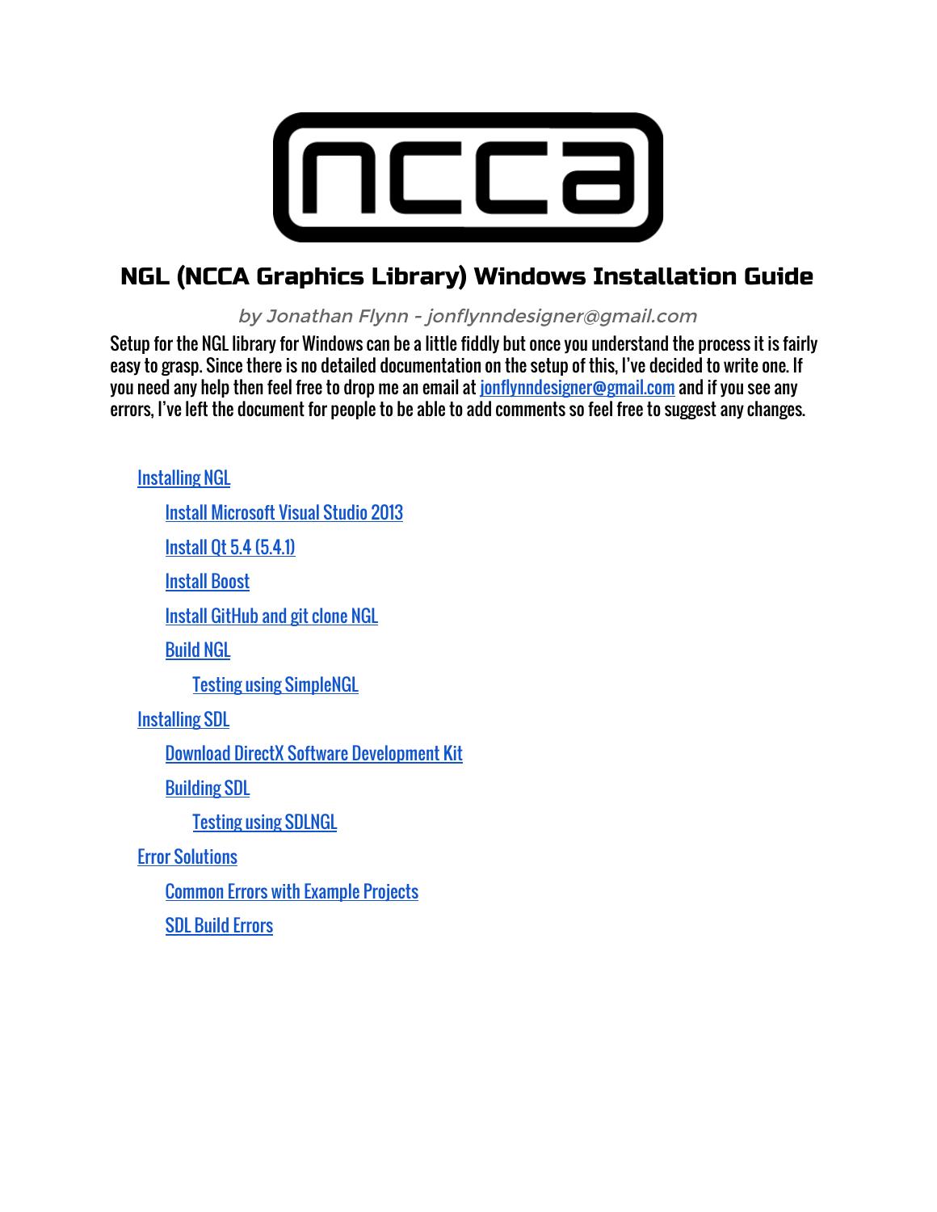# NGL (NCCA Graphics Library) Windows Installation Guide

*by Jonathan Flynn - jonflynndesigner@gmail.com*

Setup for the NGL library for Windows can be a little fiddly but once you understand the process it is fairly easy to grasp. Since there is no detailed documentation on the setup of this, I've decided to write one. If you need any help then feel free to drop me an email at jonflynndesigner@gmail.com and if you see any errors, I've left the document for people to be able to add comments so feel free to suggest any changes.

- Installing NGL
  - Install Microsoft Visual Studio 2013
  - Install Qt 5.4 (5.4.1)
  - Install Boost
  - Install GitHub and git clone NGL
  - Build NGL
    - Testing using SimpleNGL
- Installing SDL
  - Download DirectX Software Development Kit
  - Building SDL
    - Testing using SDLNGL
- Error Solutions
  - Common Errors with Example Projects
  - SDL Build Errors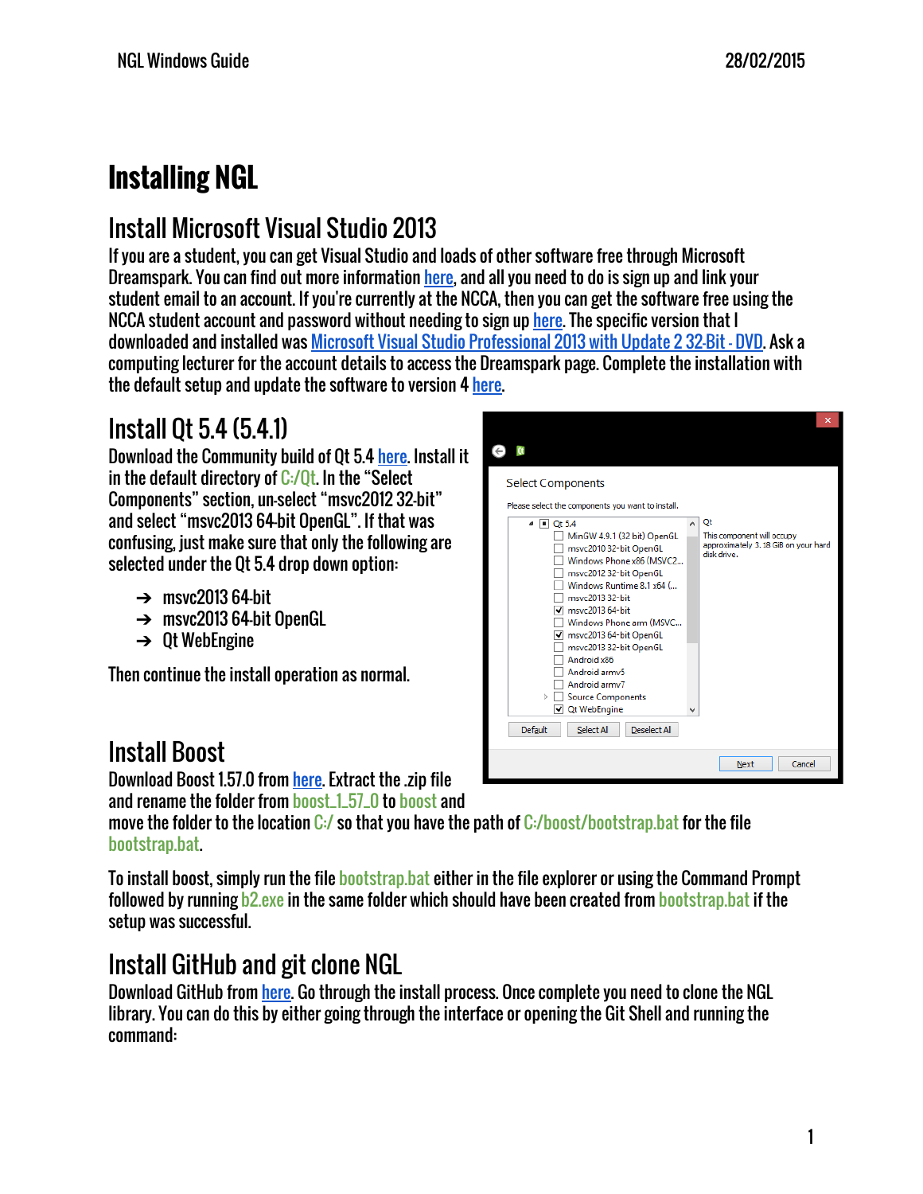# Installing NGL

## Install Microsoft Visual Studio 2013

If you are a student, you can get Visual Studio and loads of other software free through Microsoft Dreamspark. You can find out more information here, and all you need to do is sign up and link your student email to an account. If you're currently at the NCCA, then you can get the software free using the NCCA student account and password without needing to sign up here. The specific version that I downloaded and installed was Microsoft Visual Studio Professional 2013 with Update 2 32-Bit - DVD. Ask a computing lecturer for the account details to access the Dreamspark page. Complete the installation with the default setup and update the software to version 4 here.

## Install Qt 5.4 (5.4.1)

Download the Community build of Qt 5.4 here. Install it in the default directory of C:/Qt. In the "Select Components" section, un-select "msvc2012 32-bit" and select "msvc2013 64-bit OpenGL". If that was confusing, just make sure that only the following are selected under the Qt 5.4 drop down option:

- msvc2013 64-bit
- msvc2013 64-bit OpenGL
- Qt WebEngine

Then continue the install operation as normal.

## Install Boost

Download Boost 1.57.0 from here. Extract the .zip file and rename the folder from boost_1_57_0 to boost and move the folder to the location C:/ so that you have the path of C:/boost/bootstrap.bat for the file bootstrap.bat.

To install boost, simply run the file bootstrap.bat either in the file explorer or using the Command Prompt followed by running b2.exe in the same folder which should have been created from bootstrap.bat if the setup was successful.

## Install GitHub and git clone NGL

Download GitHub from here. Go through the install process. Once complete you need to clone the NGL library. You can do this by either going through the interface or opening the Git Shell and running the command: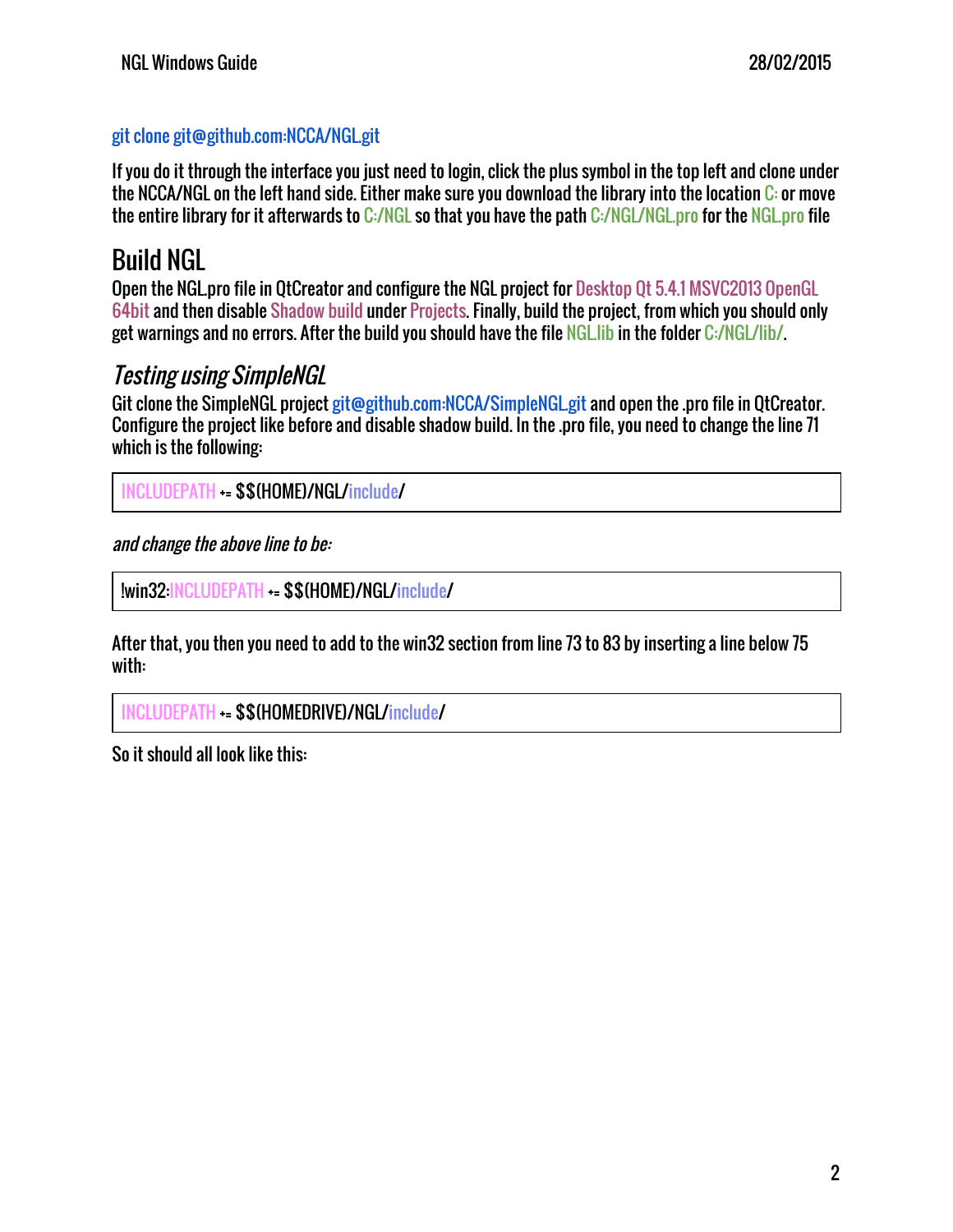git clone git@github.com:NCCA/NGL.git

If you do it through the interface you just need to login, click the plus symbol in the top left and clone under the NCCA/NGL on the left hand side. Either make sure you download the library into the location C: or move the entire library for it afterwards to C:/NGL so that you have the path C:/NGL/NGL.pro for the NGL.pro file

## Build NGL

Open the NGL.pro file in QtCreator and configure the NGL project for Desktop Qt 5.4.1 MSVC2013 OpenGL 64bit and then disable Shadow build under Projects. Finally, build the project, from which you should only get warnings and no errors. After the build you should have the file NGL.lib in the folder C:/NGL/lib/.

### *Testing using SimpleNGL*

Git clone the SimpleNGL project git@github.com:NCCA/SimpleNGL.git and open the .pro file in QtCreator. Configure the project like before and disable shadow build. In the .pro file, you need to change the line 71 which is the following:

```
INCLUDEPATH += $$(HOME)/NGL/include/
```

*and change the above line to be:*

```
!win32:INCLUDEPATH += $$(HOME)/NGL/include/
```

After that, you then you need to add to the win32 section from line 73 to 83 by inserting a line below 75 with:

```
INCLUDEPATH += $$(HOMEDRIVE)/NGL/include/
```

So it should all look like this: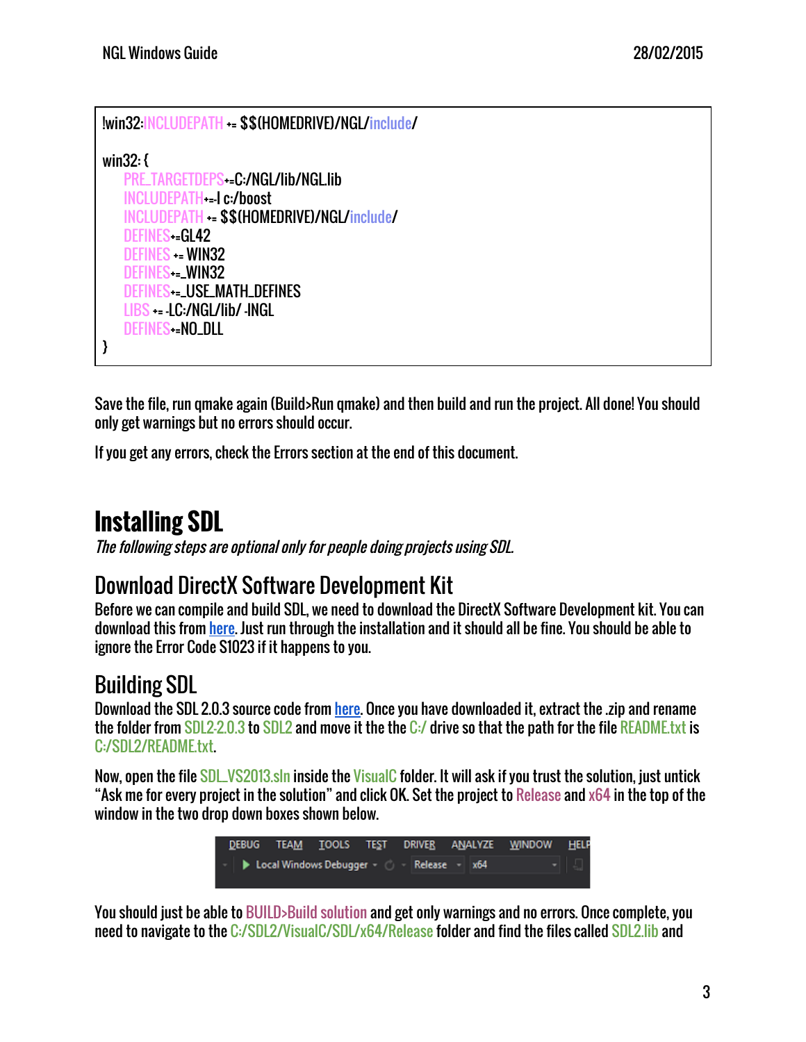```
!win32:INCLUDEPATH += $$(HOMEDRIVE)/NGL/include/

win32: {
    PRE_TARGETDEPS+=C:/NGL/lib/NGL.lib
    INCLUDEPATH+=-I c:/boost
    INCLUDEPATH += $$(HOMEDRIVE)/NGL/include/
    DEFINES+=GL42
    DEFINES += WIN32
    DEFINES+=_WIN32
    DEFINES+=_USE_MATH_DEFINES
    LIBS += -LC:/NGL/lib/ -lNGL
    DEFINES+=NO_DLL
}
```

Save the file, run qmake again (Build>Run qmake) and then build and run the project. All done! You should only get warnings but no errors should occur.

If you get any errors, check the Errors section at the end of this document.

# Installing SDL

*The following steps are optional only for people doing projects using SDL.*

## Download DirectX Software Development Kit

Before we can compile and build SDL, we need to download the DirectX Software Development kit. You can download this from here. Just run through the installation and it should all be fine. You should be able to ignore the Error Code S1023 if it happens to you.

## Building SDL

Download the SDL 2.0.3 source code from here. Once you have downloaded it, extract the .zip and rename the folder from SDL2-2.0.3 to SDL2 and move it the the C:/ drive so that the path for the file README.txt is C:/SDL2/README.txt.

Now, open the file SDL_VS2013.sln inside the VisualC folder. It will ask if you trust the solution, just untick "Ask me for every project in the solution" and click OK. Set the project to Release and x64 in the top of the window in the two drop down boxes shown below.

You should just be able to BUILD>Build solution and get only warnings and no errors. Once complete, you need to navigate to the C:/SDL2/VisualC/SDL/x64/Release folder and find the files called SDL2.lib and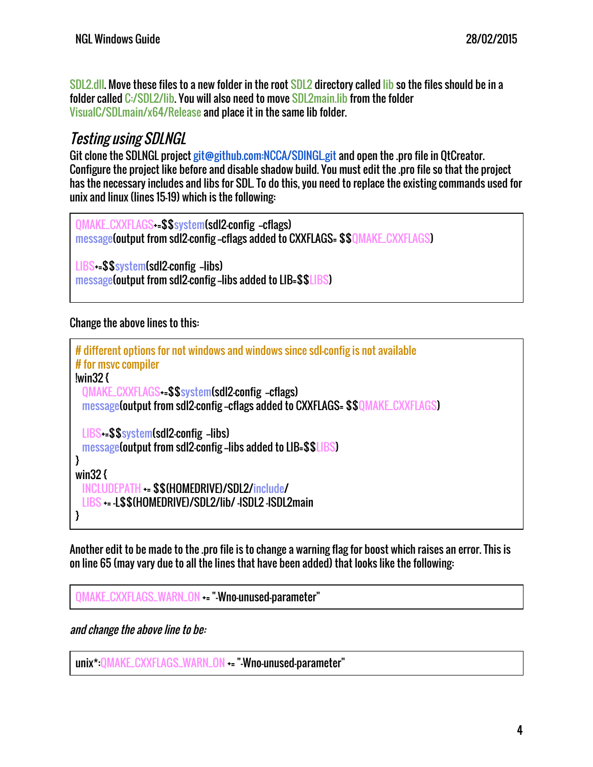SDL2.dll. Move these files to a new folder in the root SDL2 directory called lib so the files should be in a folder called C:/SDL2/lib. You will also need to move SDL2main.lib from the folder VisualC/SDLmain/x64/Release and place it in the same lib folder.

## *Testing using SDLNGL*

Git clone the SDLNGL project git@github.com:NCCA/SDlNGL.git and open the .pro file in QtCreator. Configure the project like before and disable shadow build. You must edit the .pro file so that the project has the necessary includes and libs for SDL. To do this, you need to replace the existing commands used for unix and linux (lines 15-19) which is the following:

```
QMAKE_CXXFLAGS+=$$system(sdl2-config  --cflags)
message(output from sdl2-config --cflags added to CXXFLAGS= $$QMAKE_CXXFLAGS)

LIBS+=$$system(sdl2-config  --libs)
message(output from sdl2-config --libs added to LIB=$$LIBS)
```

Change the above lines to this:

```
# different options for not windows and windows since sdl-config is not available
# for msvc compiler
!win32 {
  QMAKE_CXXFLAGS+=$$system(sdl2-config  --cflags)
  message(output from sdl2-config --cflags added to CXXFLAGS= $$QMAKE_CXXFLAGS)

  LIBS+=$$system(sdl2-config  --libs)
  message(output from sdl2-config --libs added to LIB=$$LIBS)
}
win32 {
  INCLUDEPATH += $$(HOMEDRIVE)/SDL2/include/
  LIBS += -L$$(HOMEDRIVE)/SDL2/lib/ -lSDL2 -lSDL2main
}
```

Another edit to be made to the .pro file is to change a warning flag for boost which raises an error. This is on line 65 (may vary due to all the lines that have been added) that looks like the following:

```
QMAKE_CXXFLAGS_WARN_ON += "-Wno-unused-parameter"
```

*and change the above line to be:*

```
unix*:QMAKE_CXXFLAGS_WARN_ON += "-Wno-unused-parameter"
```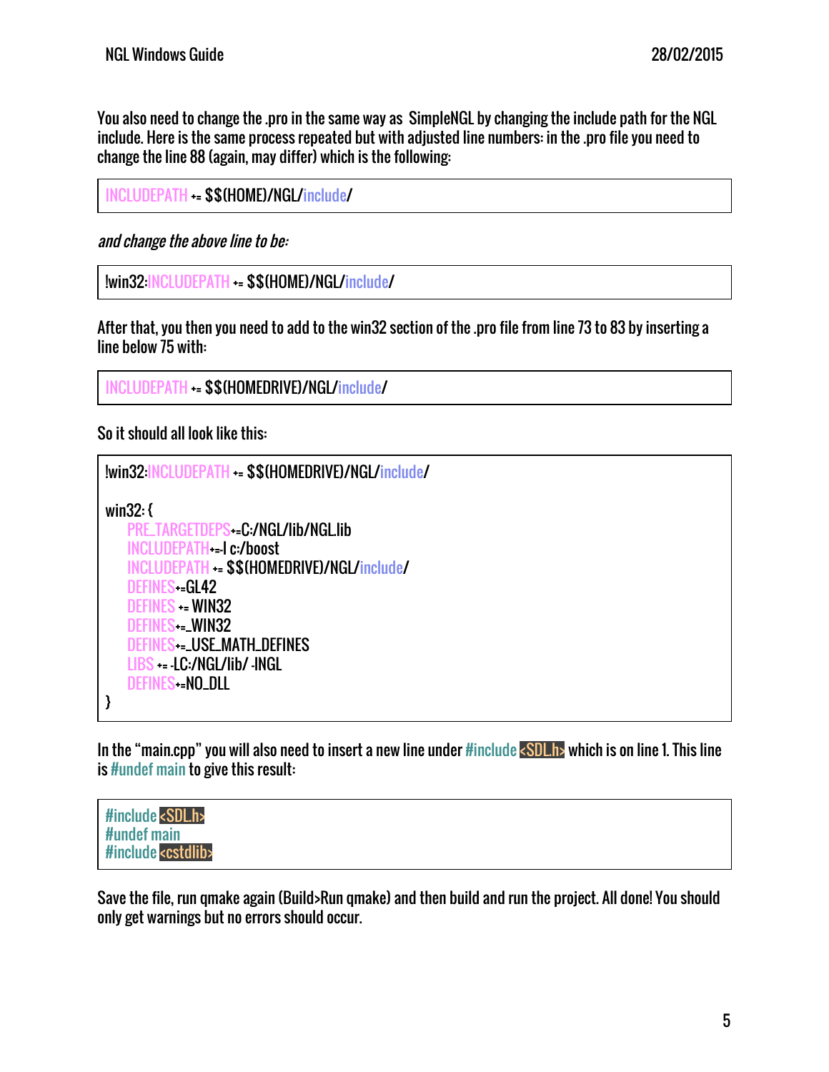You also need to change the .pro in the same way as SimpleNGL by changing the include path for the NGL include. Here is the same process repeated but with adjusted line numbers: in the .pro file you need to change the line 88 (again, may differ) which is the following:

```
INCLUDEPATH += $$(HOME)/NGL/include/
```

*and change the above line to be:*

```
!win32:INCLUDEPATH += $$(HOME)/NGL/include/
```

After that, you then you need to add to the win32 section of the .pro file from line 73 to 83 by inserting a line below 75 with:

```
INCLUDEPATH += $$(HOMEDRIVE)/NGL/include/
```

So it should all look like this:

```
!win32:INCLUDEPATH += $$(HOMEDRIVE)/NGL/include/

win32: {
    PRE_TARGETDEPS+=C:/NGL/lib/NGL.lib
    INCLUDEPATH+=-I c:/boost
    INCLUDEPATH += $$(HOMEDRIVE)/NGL/include/
    DEFINES+=GL42
    DEFINES += WIN32
    DEFINES+=_WIN32
    DEFINES+=_USE_MATH_DEFINES
    LIBS += -LC:/NGL/lib/ -lNGL
    DEFINES+=NO_DLL
}
```

In the "main.cpp" you will also need to insert a new line under #include <SDL.h> which is on line 1. This line is #undef main to give this result:

```
#include <SDL.h>
#undef main
#include <cstdlib>
```

Save the file, run qmake again (Build>Run qmake) and then build and run the project. All done! You should only get warnings but no errors should occur.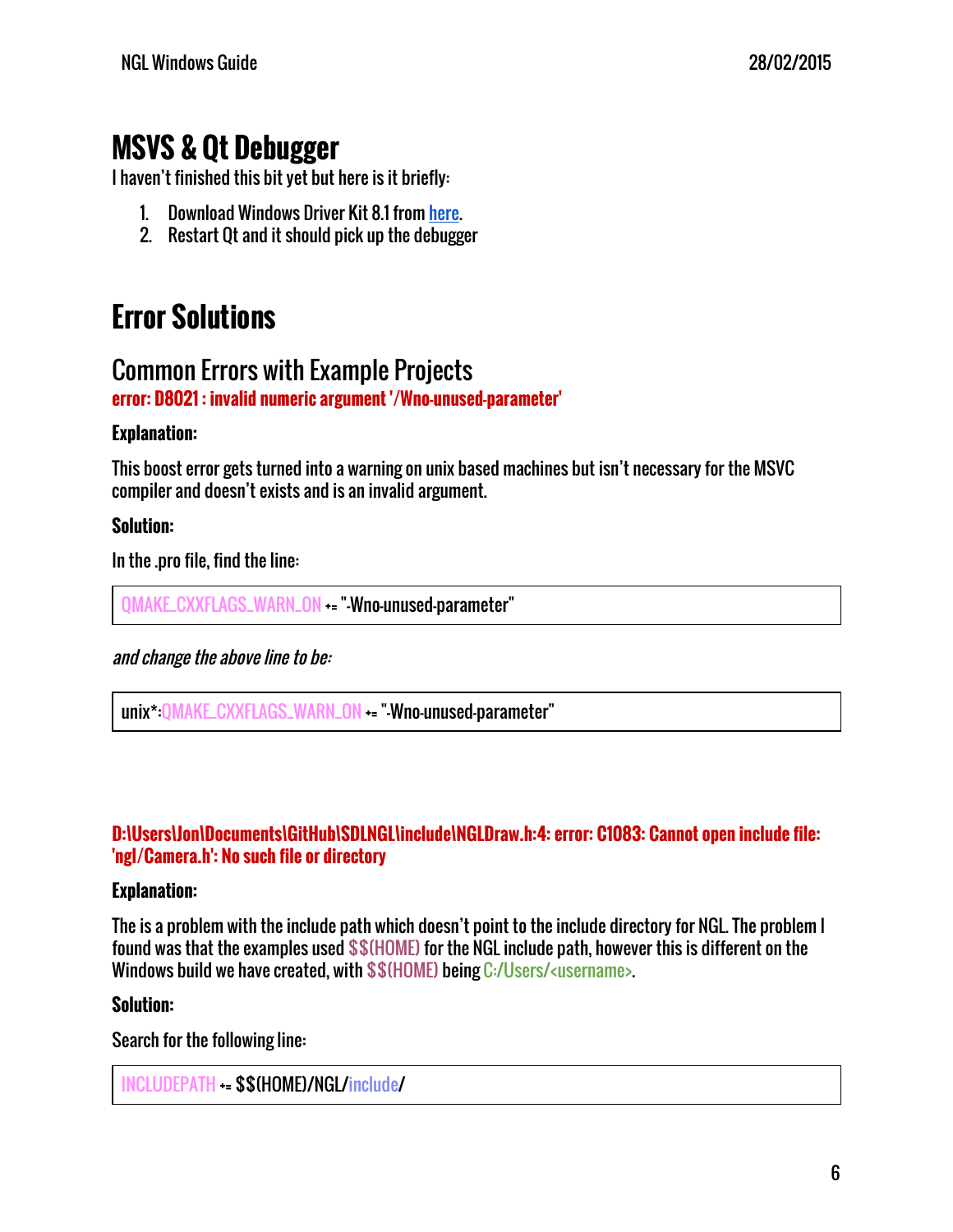# MSVS & Qt Debugger

I haven't finished this bit yet but here is it briefly:

1. Download Windows Driver Kit 8.1 from [here](here).
2. Restart Qt and it should pick up the debugger

# Error Solutions

## Common Errors with Example Projects

**error: D8021 : invalid numeric argument '/Wno-unused-parameter'**

**Explanation:**

This boost error gets turned into a warning on unix based machines but isn't necessary for the MSVC compiler and doesn't exists and is an invalid argument.

**Solution:**

In the .pro file, find the line:

```
QMAKE_CXXFLAGS_WARN_ON += "-Wno-unused-parameter"
```

*and change the above line to be:*

```
unix*:QMAKE_CXXFLAGS_WARN_ON += "-Wno-unused-parameter"
```

**D:\Users\Jon\Documents\GitHub\SDLNGL\include\NGLDraw.h:4: error: C1083: Cannot open include file: 'ngl/Camera.h': No such file or directory**

**Explanation:**

The is a problem with the include path which doesn't point to the include directory for NGL. The problem I found was that the examples used $$(HOME) for the NGL include path, however this is different on the Windows build we have created, with $$(HOME) being C:/Users/<username>.

**Solution:**

Search for the following line:

```
INCLUDEPATH += $$(HOME)/NGL/include/
```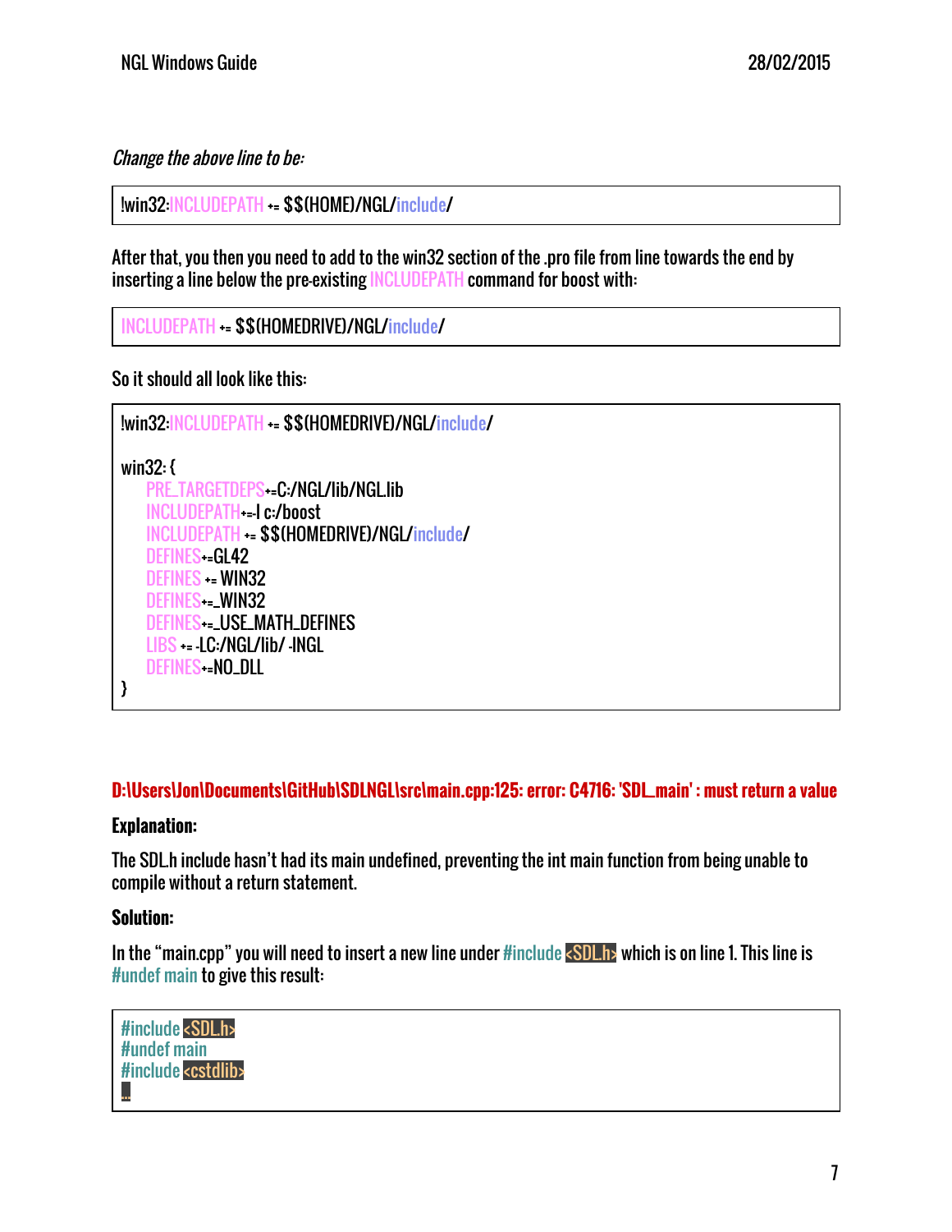*Change the above line to be:*

```
!win32:INCLUDEPATH += $$(HOME)/NGL/include/
```

After that, you then you need to add to the win32 section of the .pro file from line towards the end by inserting a line below the pre-existing INCLUDEPATH command for boost with:

```
INCLUDEPATH += $$(HOMEDRIVE)/NGL/include/
```

So it should all look like this:

```
!win32:INCLUDEPATH += $$(HOMEDRIVE)/NGL/include/

win32: {
    PRE_TARGETDEPS+=C:/NGL/lib/NGL.lib
    INCLUDEPATH+=-I c:/boost
    INCLUDEPATH += $$(HOMEDRIVE)/NGL/include/
    DEFINES+=GL42
    DEFINES += WIN32
    DEFINES+=_WIN32
    DEFINES+=_USE_MATH_DEFINES
    LIBS += -LC:/NGL/lib/ -lNGL
    DEFINES+=NO_DLL
}
```

**D:\Users\Jon\Documents\GitHub\SDLNGL\src\main.cpp:125: error: C4716: 'SDL_main' : must return a value**

**Explanation:**

The SDL.h include hasn't had its main undefined, preventing the int main function from being unable to compile without a return statement.

**Solution:**

In the "main.cpp" you will need to insert a new line under #include <SDL.h> which is on line 1. This line is #undef main to give this result:

```
#include <SDL.h>
#undef main
#include <cstdlib>
...
```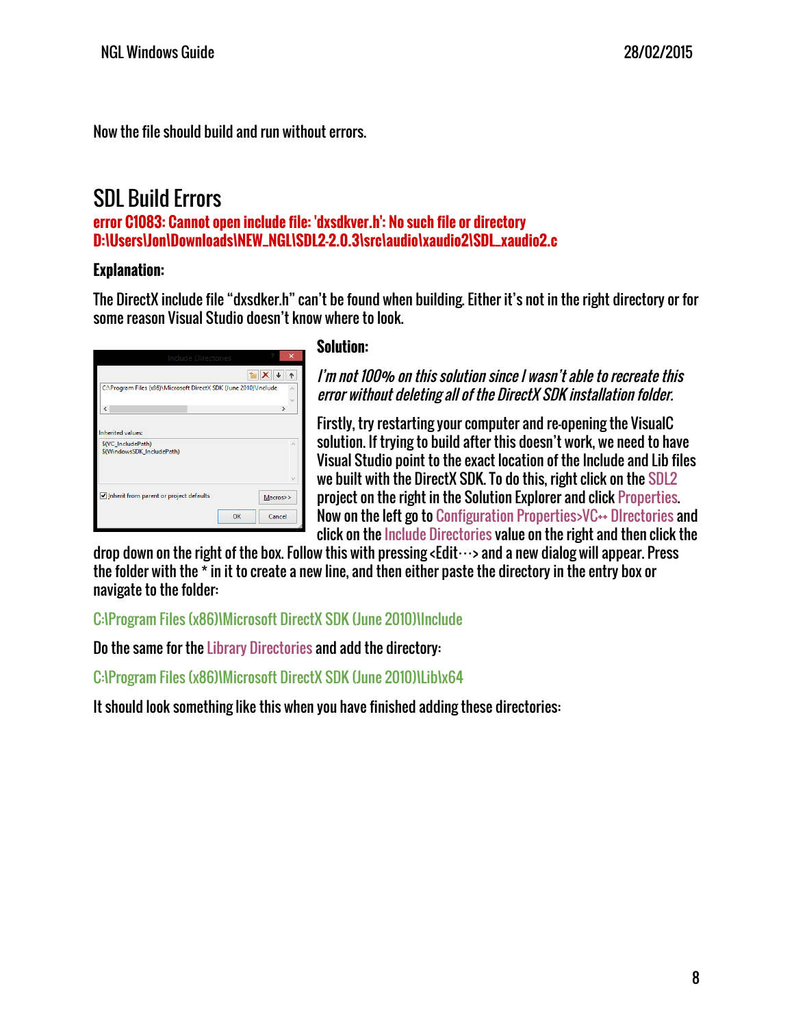Now the file should build and run without errors.

# SDL Build Errors

**error C1083: Cannot open include file: 'dxsdkver.h': No such file or directory D:\Users\Jon\Downloads\NEW_NGL\SDL2-2.0.3\src\audio\xaudio2\SDL_xaudio2.c**

### Explanation:

The DirectX include file "dxsdker.h" can't be found when building. Either it's not in the right directory or for some reason Visual Studio doesn't know where to look.

### Solution:

*I'm not 100% on this solution since I wasn't able to recreate this error without deleting all of the DirectX SDK installation folder.*

Firstly, try restarting your computer and re-opening the VisualC solution. If trying to build after this doesn't work, we need to have Visual Studio point to the exact location of the Include and Lib files we built with the DirectX SDK. To do this, right click on the SDL2 project on the right in the Solution Explorer and click Properties. Now on the left go to Configuration Properties>VC++ DIrectories and click on the Include Directories value on the right and then click the drop down on the right of the box. Follow this with pressing <Edit…> and a new dialog will appear. Press the folder with the * in it to create a new line, and then either paste the directory in the entry box or navigate to the folder:

C:\Program Files (x86)\Microsoft DirectX SDK (June 2010)\Include

Do the same for the Library Directories and add the directory:

C:\Program Files (x86)\Microsoft DirectX SDK (June 2010)\Lib\x64

It should look something like this when you have finished adding these directories: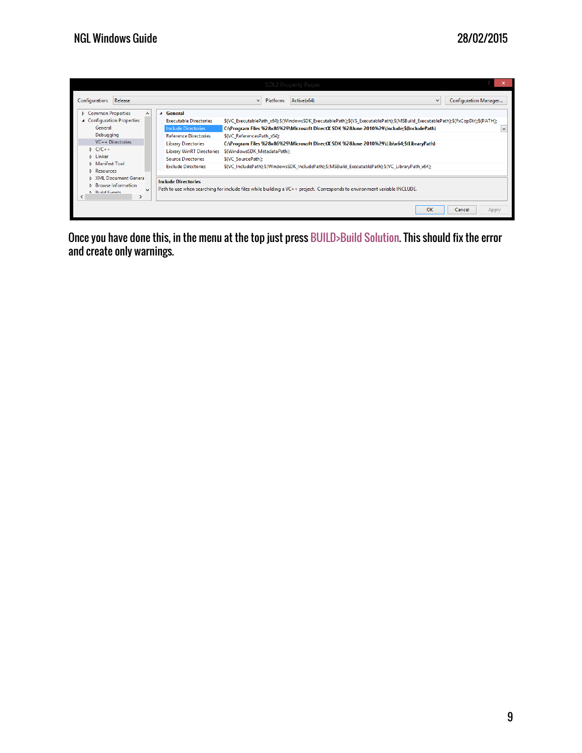Once you have done this, in the menu at the top just press BUILD>Build Solution. This should fix the error and create only warnings.